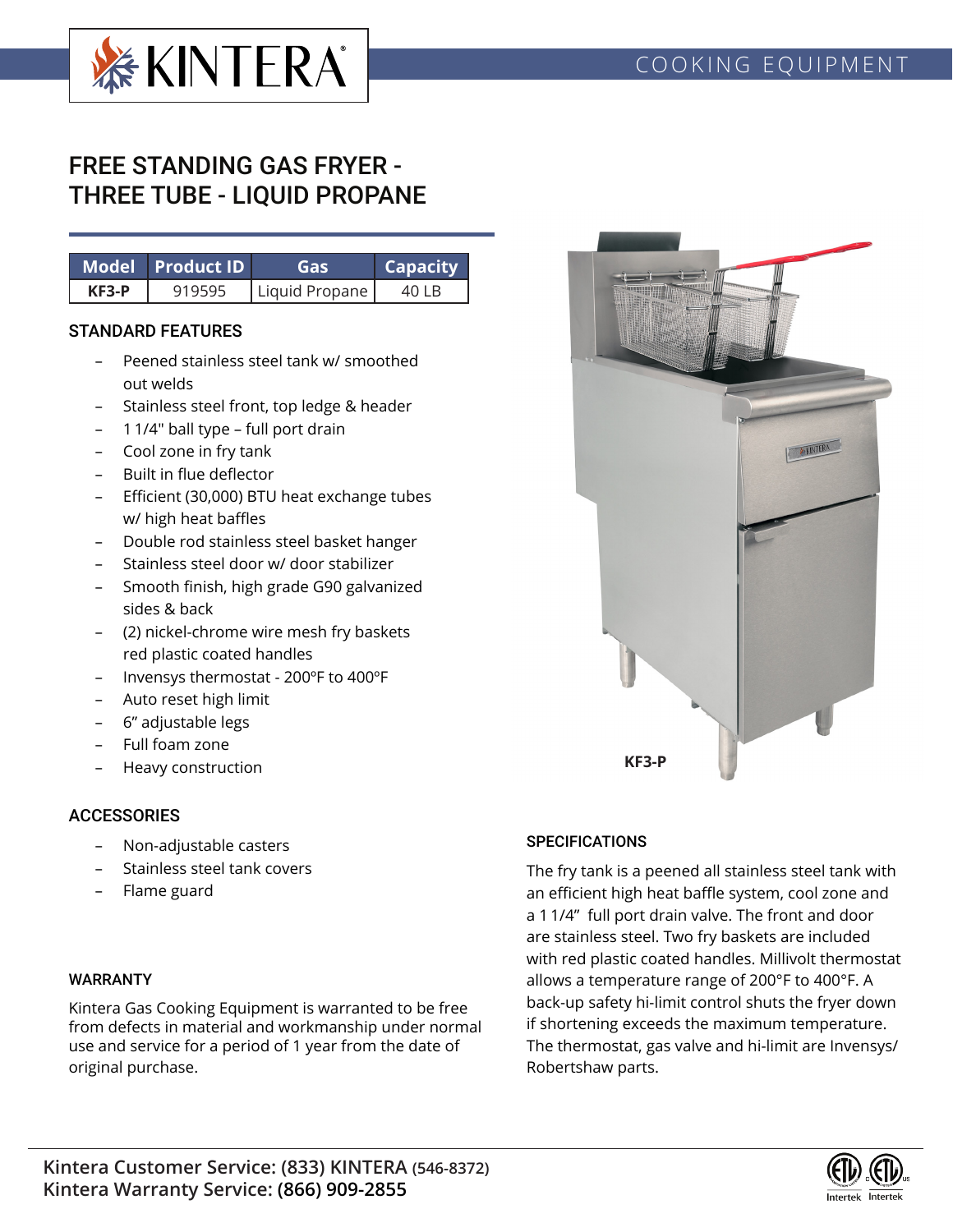KINTERA

COOKING EQUIPMENT

# FREE STANDING GAS FRYER - THREE TUBE - LIQUID PROPANE

| Model | Product ID | Gas | Capacity |
|---|---|---|---|
| KF3-P | 919595 | Liquid Propane | 40 LB |

## STANDARD FEATURES

- Peened stainless steel tank w/ smoothed out welds
- Stainless steel front, top ledge & header
- 1 1/4" ball type – full port drain
- Cool zone in fry tank
- Built in flue deflector
- Efficient (30,000) BTU heat exchange tubes w/ high heat baffles
- Double rod stainless steel basket hanger
- Stainless steel door w/ door stabilizer
- Smooth finish, high grade G90 galvanized sides & back
- (2) nickel-chrome wire mesh fry baskets red plastic coated handles
- Invensys thermostat - 200ºF to 400ºF
- Auto reset high limit
- 6” adjustable legs
- Full foam zone
- Heavy construction

KF3-P

## ACCESSORIES

- Non-adjustable casters
- Stainless steel tank covers
- Flame guard

## WARRANTY

Kintera Gas Cooking Equipment is warranted to be free from defects in material and workmanship under normal use and service for a period of 1 year from the date of original purchase.

## SPECIFICATIONS

The fry tank is a peened all stainless steel tank with an efficient high heat baffle system, cool zone and a 1 1/4” full port drain valve. The front and door are stainless steel. Two fry baskets are included with red plastic coated handles. Millivolt thermostat allows a temperature range of 200°F to 400°F. A back-up safety hi-limit control shuts the fryer down if shortening exceeds the maximum temperature. The thermostat, gas valve and hi-limit are Invensys/ Robertshaw parts.

**Kintera Customer Service: (833) KINTERA (546-8372)**
**Kintera Warranty Service: (866) 909-2855**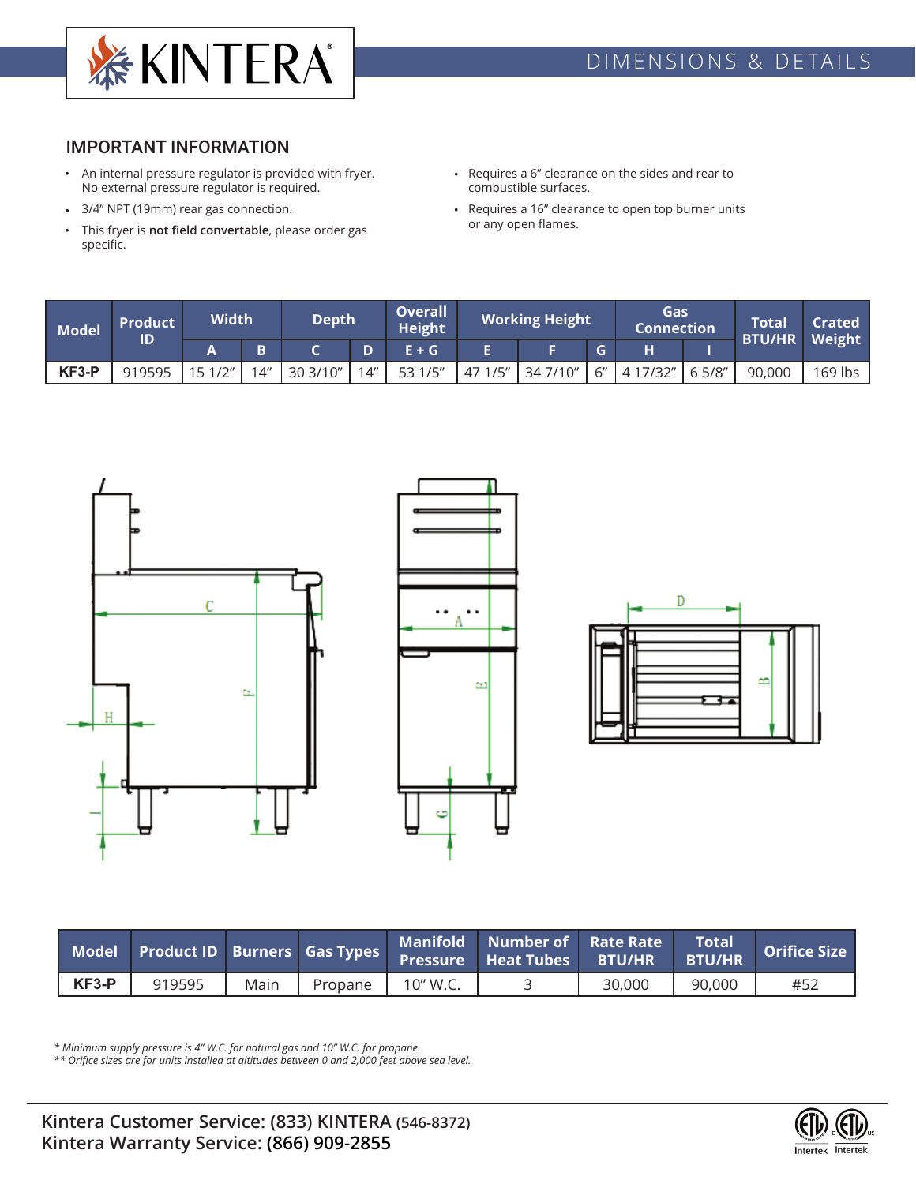## IMPORTANT INFORMATION

- An internal pressure regulator is provided with fryer. No external pressure regulator is required.
- 3/4" NPT (19mm) rear gas connection.
- This fryer is **not field convertable**, please order gas specific.
- Requires a 6" clearance on the sides and rear to combustible surfaces.
- Requires a 16" clearance to open top burner units or any open flames.

| Model | Product ID | Width | | Depth | | Overall Height | Working Height | | | Gas Connection | | Total BTU/HR | Crated Weight |
|---|---|---|---|---|---|---|---|---|---|---|---|---|---|
| | | A | B | C | D | E + G | E | F | G | H | I | | |
| **KF3-P** | 919595 | 15 1/2" | 14" | 30 3/10" | 14" | 53 1/5" | 47 1/5" | 34 7/10" | 6" | 4 17/32" | 6 5/8" | 90,000 | 169 lbs |

C
H
F
I
A
E
G
D
B

| Model | Product ID | Burners | Gas Types | Manifold Pressure | Number of Heat Tubes | Rate Rate BTU/HR | Total BTU/HR | Orifice Size |
|---|---|---|---|---|---|---|---|---|
| **KF3-P** | 919595 | Main | Propane | 10" W.C. | 3 | 30,000 | 90,000 | #52 |

*\* Minimum supply pressure is 4" W.C. for natural gas and 10" W.C. for propane.*
*\*\* Orifice sizes are for units installed at altitudes between 0 and 2,000 feet above sea level.*

**Kintera Customer Service: (833) KINTERA (546-8372)**
**Kintera Warranty Service: (866) 909-2855**